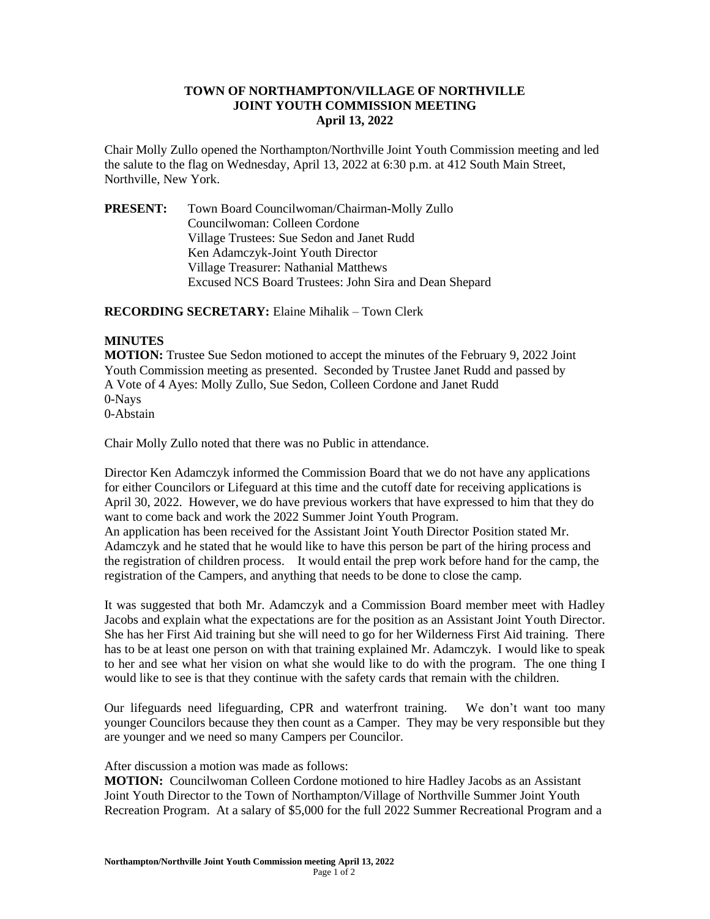# TOWN OF NORTHAMPTON/VILLAGE OF NORTHVILLE
## JOINT YOUTH COMMISSION MEETING
### April 13, 2022

Chair Molly Zullo opened the Northampton/Northville Joint Youth Commission meeting and led the salute to the flag on Wednesday, April 13, 2022 at 6:30 p.m. at 412 South Main Street, Northville, New York.

**PRESENT:** Town Board Councilwoman/Chairman-Molly Zullo
Councilwoman: Colleen Cordone
Village Trustees: Sue Sedon and Janet Rudd
Ken Adamczyk-Joint Youth Director
Village Treasurer: Nathanial Matthews
Excused NCS Board Trustees: John Sira and Dean Shepard

**RECORDING SECRETARY:** Elaine Mihalik – Town Clerk

**MINUTES**

**MOTION:** Trustee Sue Sedon motioned to accept the minutes of the February 9, 2022 Joint Youth Commission meeting as presented. Seconded by Trustee Janet Rudd and passed by A Vote of 4 Ayes: Molly Zullo, Sue Sedon, Colleen Cordone and Janet Rudd
0-Nays
0-Abstain

Chair Molly Zullo noted that there was no Public in attendance.

Director Ken Adamczyk informed the Commission Board that we do not have any applications for either Councilors or Lifeguard at this time and the cutoff date for receiving applications is April 30, 2022. However, we do have previous workers that have expressed to him that they do want to come back and work the 2022 Summer Joint Youth Program.
An application has been received for the Assistant Joint Youth Director Position stated Mr. Adamczyk and he stated that he would like to have this person be part of the hiring process and the registration of children process. It would entail the prep work before hand for the camp, the registration of the Campers, and anything that needs to be done to close the camp.

It was suggested that both Mr. Adamczyk and a Commission Board member meet with Hadley Jacobs and explain what the expectations are for the position as an Assistant Joint Youth Director. She has her First Aid training but she will need to go for her Wilderness First Aid training. There has to be at least one person on with that training explained Mr. Adamczyk. I would like to speak to her and see what her vision on what she would like to do with the program. The one thing I would like to see is that they continue with the safety cards that remain with the children.

Our lifeguards need lifeguarding, CPR and waterfront training. We don't want too many younger Councilors because they then count as a Camper. They may be very responsible but they are younger and we need so many Campers per Councilor.

After discussion a motion was made as follows:

**MOTION:** Councilwoman Colleen Cordone motioned to hire Hadley Jacobs as an Assistant Joint Youth Director to the Town of Northampton/Village of Northville Summer Joint Youth Recreation Program. At a salary of $5,000 for the full 2022 Summer Recreational Program and a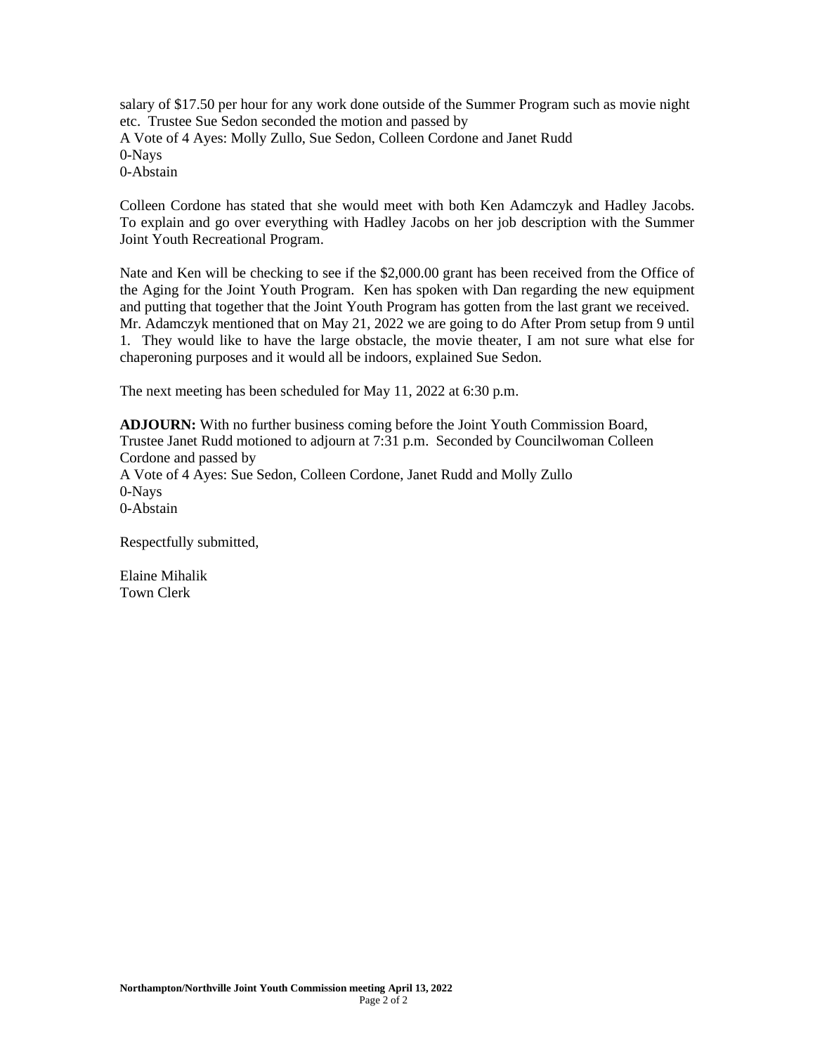salary of $17.50 per hour for any work done outside of the Summer Program such as movie night etc. Trustee Sue Sedon seconded the motion and passed by
A Vote of 4 Ayes: Molly Zullo, Sue Sedon, Colleen Cordone and Janet Rudd
0-Nays
0-Abstain

Colleen Cordone has stated that she would meet with both Ken Adamczyk and Hadley Jacobs. To explain and go over everything with Hadley Jacobs on her job description with the Summer Joint Youth Recreational Program.

Nate and Ken will be checking to see if the $2,000.00 grant has been received from the Office of the Aging for the Joint Youth Program. Ken has spoken with Dan regarding the new equipment and putting that together that the Joint Youth Program has gotten from the last grant we received. Mr. Adamczyk mentioned that on May 21, 2022 we are going to do After Prom setup from 9 until 1. They would like to have the large obstacle, the movie theater, I am not sure what else for chaperoning purposes and it would all be indoors, explained Sue Sedon.

The next meeting has been scheduled for May 11, 2022 at 6:30 p.m.

**ADJOURN:** With no further business coming before the Joint Youth Commission Board, Trustee Janet Rudd motioned to adjourn at 7:31 p.m. Seconded by Councilwoman Colleen Cordone and passed by
A Vote of 4 Ayes: Sue Sedon, Colleen Cordone, Janet Rudd and Molly Zullo
0-Nays
0-Abstain

Respectfully submitted,

Elaine Mihalik
Town Clerk